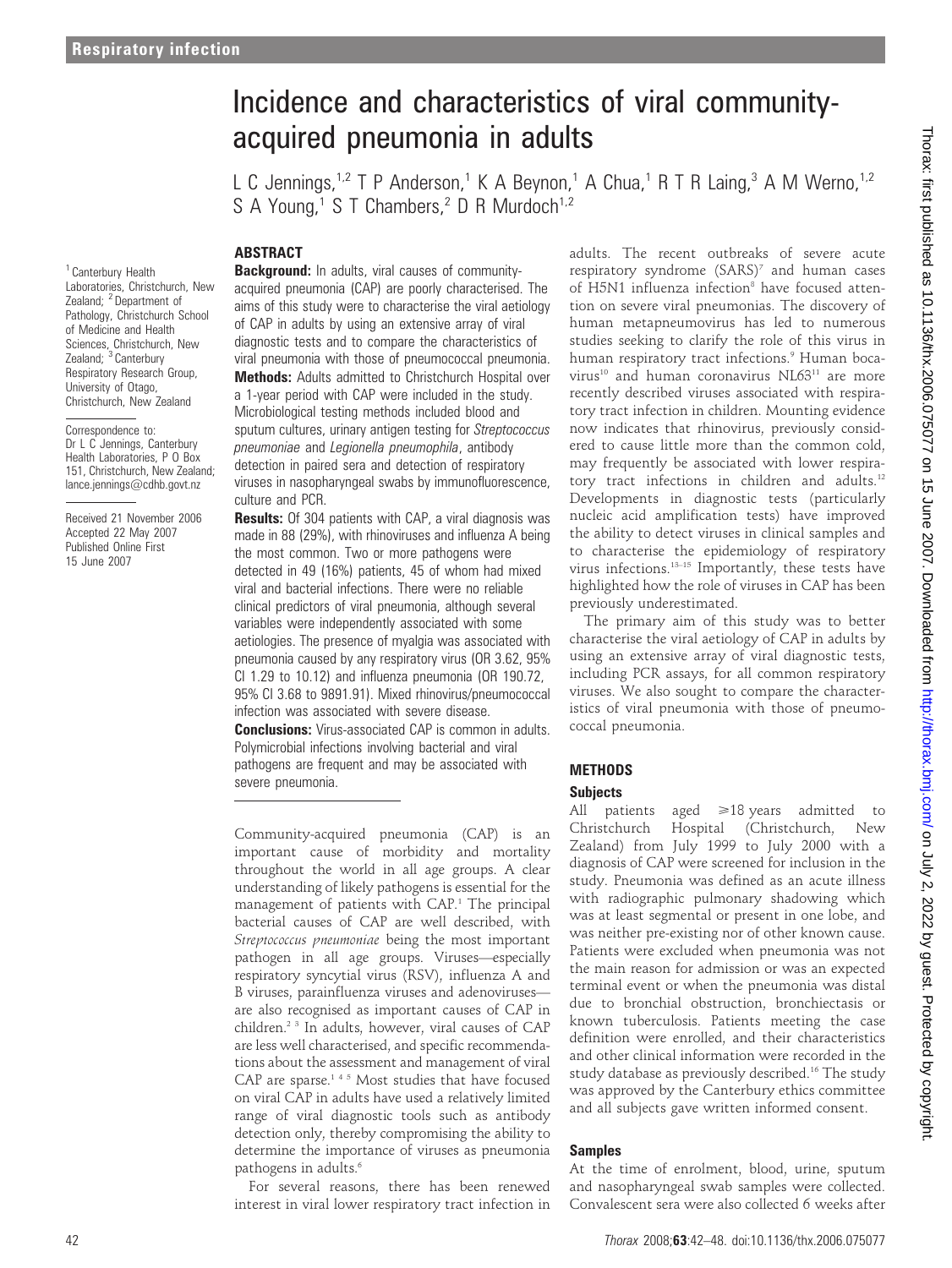# Incidence and characteristics of viral community-acquired pneumonia in adults

L C Jennings,[1,2] T P Anderson,[1] K A Beynon,[1] A Chua,[1] R T R Laing,[3] A M Werno,[1,2] S A Young,[1] S T Chambers,[2] D R Murdoch[1,2]

[1] Canterbury Health Laboratories, Christchurch, New Zealand; [2] Department of Pathology, Christchurch School of Medicine and Health Sciences, Christchurch, New Zealand; [3] Canterbury Respiratory Research Group, University of Otago, Christchurch, New Zealand

Correspondence to: Dr L C Jennings, Canterbury Health Laboratories, P O Box 151, Christchurch, New Zealand; lance.jennings@cdhb.govt.nz

Received 21 November 2006
Accepted 22 May 2007
Published Online First 15 June 2007

## ABSTRACT

**Background:** In adults, viral causes of community-acquired pneumonia (CAP) are poorly characterised. The aims of this study were to characterise the viral aetiology of CAP in adults by using an extensive array of viral diagnostic tests and to compare the characteristics of viral pneumonia with those of pneumococcal pneumonia.

**Methods:** Adults admitted to Christchurch Hospital over a 1-year period with CAP were included in the study. Microbiological testing methods included blood and sputum cultures, urinary antigen testing for *Streptococcus pneumoniae* and *Legionella pneumophila*, antibody detection in paired sera and detection of respiratory viruses in nasopharyngeal swabs by immunofluorescence, culture and PCR.

**Results:** Of 304 patients with CAP, a viral diagnosis was made in 88 (29%), with rhinoviruses and influenza A being the most common. Two or more pathogens were detected in 49 (16%) patients, 45 of whom had mixed viral and bacterial infections. There were no reliable clinical predictors of viral pneumonia, although several variables were independently associated with some aetiologies. The presence of myalgia was associated with pneumonia caused by any respiratory virus (OR 3.62, 95% CI 1.29 to 10.12) and influenza pneumonia (OR 190.72, 95% CI 3.68 to 9891.91). Mixed rhinovirus/pneumococcal infection was associated with severe disease.

**Conclusions:** Virus-associated CAP is common in adults. Polymicrobial infections involving bacterial and viral pathogens are frequent and may be associated with severe pneumonia.

Community-acquired pneumonia (CAP) is an important cause of morbidity and mortality throughout the world in all age groups. A clear understanding of likely pathogens is essential for the management of patients with CAP.[1] The principal bacterial causes of CAP are well described, with *Streptococcus pneumoniae* being the most important pathogen in all age groups. Viruses—especially respiratory syncytial virus (RSV), influenza A and B viruses, parainfluenza viruses and adenoviruses—are also recognised as important causes of CAP in children.[2,3] In adults, however, viral causes of CAP are less well characterised, and specific recommendations about the assessment and management of viral CAP are sparse.[1,4,5] Most studies that have focused on viral CAP in adults have used a relatively limited range of viral diagnostic tools such as antibody detection only, thereby compromising the ability to determine the importance of viruses as pneumonia pathogens in adults.[6]

For several reasons, there has been renewed interest in viral lower respiratory tract infection in adults. The recent outbreaks of severe acute respiratory syndrome (SARS)[7] and human cases of H5N1 influenza infection[8] have focused attention on severe viral pneumonias. The discovery of human metapneumovirus has led to numerous studies seeking to clarify the role of this virus in human respiratory tract infections.[9] Human bocavirus[10] and human coronavirus NL63[11] are more recently described viruses associated with respiratory tract infection in children. Mounting evidence now indicates that rhinovirus, previously considered to cause little more than the common cold, may frequently be associated with lower respiratory tract infections in children and adults.[12] Developments in diagnostic tests (particularly nucleic acid amplification tests) have improved the ability to detect viruses in clinical samples and to characterise the epidemiology of respiratory virus infections.[13–15] Importantly, these tests have highlighted how the role of viruses in CAP has been previously underestimated.

The primary aim of this study was to better characterise the viral aetiology of CAP in adults by using an extensive array of viral diagnostic tests, including PCR assays, for all common respiratory viruses. We also sought to compare the characteristics of viral pneumonia with those of pneumococcal pneumonia.

## METHODS

### Subjects

All patients aged ≥18 years admitted to Christchurch Hospital (Christchurch, New Zealand) from July 1999 to July 2000 with a diagnosis of CAP were screened for inclusion in the study. Pneumonia was defined as an acute illness with radiographic pulmonary shadowing which was at least segmental or present in one lobe, and was neither pre-existing nor of other known cause. Patients were excluded when pneumonia was not the main reason for admission or was an expected terminal event or when the pneumonia was distal due to bronchial obstruction, bronchiectasis or known tuberculosis. Patients meeting the case definition were enrolled, and their characteristics and other clinical information were recorded in the study database as previously described.[16] The study was approved by the Canterbury ethics committee and all subjects gave written informed consent.

### Samples

At the time of enrolment, blood, urine, sputum and nasopharyngeal swab samples were collected. Convalescent sera were also collected 6 weeks after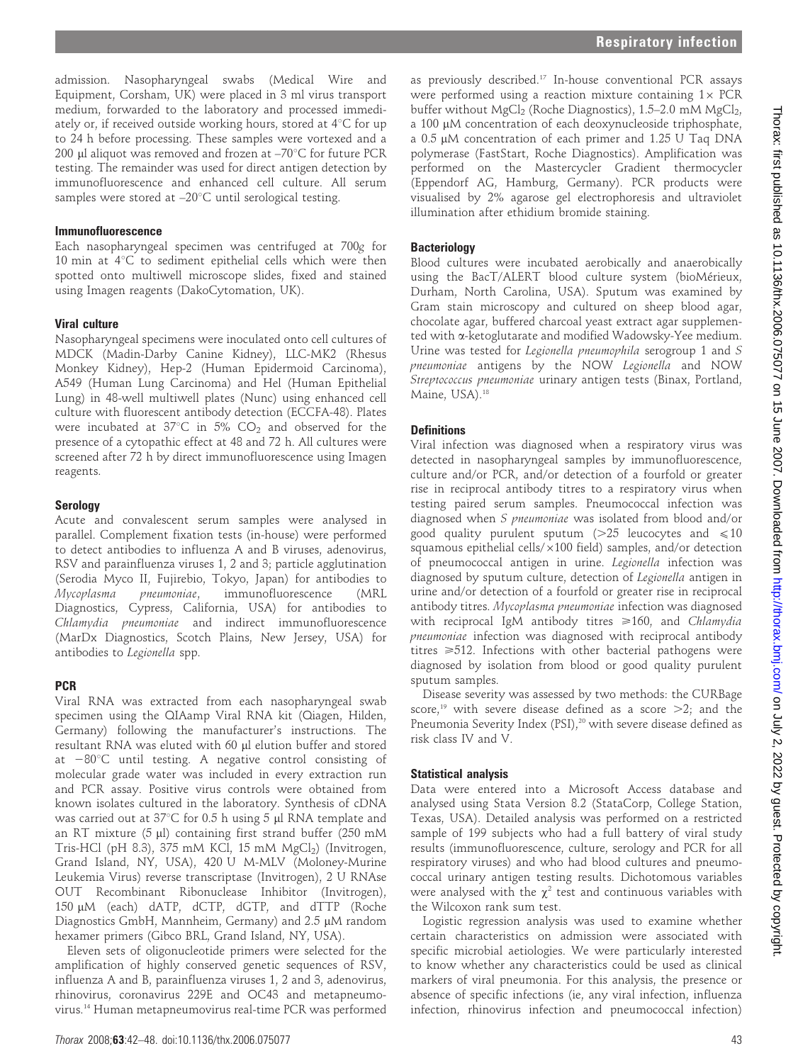admission. Nasopharyngeal swabs (Medical Wire and Equipment, Corsham, UK) were placed in 3 ml virus transport medium, forwarded to the laboratory and processed immediately or, if received outside working hours, stored at 4°C for up to 24 h before processing. These samples were vortexed and a 200 µl aliquot was removed and frozen at –70°C for future PCR testing. The remainder was used for direct antigen detection by immunofluorescence and enhanced cell culture. All serum samples were stored at –20°C until serological testing.

### Immunofluorescence

Each nasopharyngeal specimen was centrifuged at 700*g* for 10 min at 4°C to sediment epithelial cells which were then spotted onto multiwell microscope slides, fixed and stained using Imagen reagents (DakoCytomation, UK).

### Viral culture

Nasopharyngeal specimens were inoculated onto cell cultures of MDCK (Madin-Darby Canine Kidney), LLC-MK2 (Rhesus Monkey Kidney), Hep-2 (Human Epidermoid Carcinoma), A549 (Human Lung Carcinoma) and Hel (Human Epithelial Lung) in 48-well multiwell plates (Nunc) using enhanced cell culture with fluorescent antibody detection (ECCFA-48). Plates were incubated at 37°C in 5% $CO_2$ and observed for the presence of a cytopathic effect at 48 and 72 h. All cultures were screened after 72 h by direct immunofluorescence using Imagen reagents.

### Serology

Acute and convalescent serum samples were analysed in parallel. Complement fixation tests (in-house) were performed to detect antibodies to influenza A and B viruses, adenovirus, RSV and parainfluenza viruses 1, 2 and 3; particle agglutination (Serodia Myco II, Fujirebio, Tokyo, Japan) for antibodies to *Mycoplasma pneumoniae*, immunofluorescence (MRL Diagnostics, Cypress, California, USA) for antibodies to *Chlamydia pneumoniae* and indirect immunofluorescence (MarDx Diagnostics, Scotch Plains, New Jersey, USA) for antibodies to *Legionella* spp.

### PCR

Viral RNA was extracted from each nasopharyngeal swab specimen using the QIAamp Viral RNA kit (Qiagen, Hilden, Germany) following the manufacturer's instructions. The resultant RNA was eluted with 60 µl elution buffer and stored at −80°C until testing. A negative control consisting of molecular grade water was included in every extraction run and PCR assay. Positive virus controls were obtained from known isolates cultured in the laboratory. Synthesis of cDNA was carried out at 37°C for 0.5 h using 5 µl RNA template and an RT mixture (5 µl) containing first strand buffer (250 mM Tris-HCl (pH 8.3), 375 mM KCl, 15 mM $MgCl_2$) (Invitrogen, Grand Island, NY, USA), 420 U M-MLV (Moloney-Murine Leukemia Virus) reverse transcriptase (Invitrogen), 2 U RNAse OUT Recombinant Ribonuclease Inhibitor (Invitrogen), 150 µM (each) dATP, dCTP, dGTP, and dTTP (Roche Diagnostics GmbH, Mannheim, Germany) and 2.5 µM random hexamer primers (Gibco BRL, Grand Island, NY, USA).

Eleven sets of oligonucleotide primers were selected for the amplification of highly conserved genetic sequences of RSV, influenza A and B, parainfluenza viruses 1, 2 and 3, adenovirus, rhinovirus, coronavirus 229E and OC43 and metapneumovirus.[14] Human metapneumovirus real-time PCR was performed as previously described.[17] In-house conventional PCR assays were performed using a reaction mixture containing 1× PCR buffer without $MgCl_2$ (Roche Diagnostics), 1.5–2.0 mM $MgCl_2$, a 100 µM concentration of each deoxynucleoside triphosphate, a 0.5 µM concentration of each primer and 1.25 U Taq DNA polymerase (FastStart, Roche Diagnostics). Amplification was performed on the Mastercycler Gradient thermocycler (Eppendorf AG, Hamburg, Germany). PCR products were visualised by 2% agarose gel electrophoresis and ultraviolet illumination after ethidium bromide staining.

### Bacteriology

Blood cultures were incubated aerobically and anaerobically using the BacT/ALERT blood culture system (bioMérieux, Durham, North Carolina, USA). Sputum was examined by Gram stain microscopy and cultured on sheep blood agar, chocolate agar, buffered charcoal yeast extract agar supplemented with α-ketoglutarate and modified Wadowsky-Yee medium. Urine was tested for *Legionella pneumophila* serogroup 1 and *S pneumoniae* antigens by the NOW *Legionella* and NOW *Streptococcus pneumoniae* urinary antigen tests (Binax, Portland, Maine, USA).[18]

### Definitions

Viral infection was diagnosed when a respiratory virus was detected in nasopharyngeal samples by immunofluorescence, culture and/or PCR, and/or detection of a fourfold or greater rise in reciprocal antibody titres to a respiratory virus when testing paired serum samples. Pneumococcal infection was diagnosed when *S pneumoniae* was isolated from blood and/or good quality purulent sputum (>25 leucocytes and ⩽10 squamous epithelial cells/×100 field) samples, and/or detection of pneumococcal antigen in urine. *Legionella* infection was diagnosed by sputum culture, detection of *Legionella* antigen in urine and/or detection of a fourfold or greater rise in reciprocal antibody titres. *Mycoplasma pneumoniae* infection was diagnosed with reciprocal IgM antibody titres ⩾160, and *Chlamydia pneumoniae* infection was diagnosed with reciprocal antibody titres ⩾512. Infections with other bacterial pathogens were diagnosed by isolation from blood or good quality purulent sputum samples.

Disease severity was assessed by two methods: the CURBage score,[19] with severe disease defined as a score >2; and the Pneumonia Severity Index (PSI),[20] with severe disease defined as risk class IV and V.

### Statistical analysis

Data were entered into a Microsoft Access database and analysed using Stata Version 8.2 (StataCorp, College Station, Texas, USA). Detailed analysis was performed on a restricted sample of 199 subjects who had a full battery of viral study results (immunofluorescence, culture, serology and PCR for all respiratory viruses) and who had blood cultures and pneumococcal urinary antigen testing results. Dichotomous variables were analysed with the $\chi^2$ test and continuous variables with the Wilcoxon rank sum test.

Logistic regression analysis was used to examine whether certain characteristics on admission were associated with specific microbial aetiologies. We were particularly interested to know whether any characteristics could be used as clinical markers of viral pneumonia. For this analysis, the presence or absence of specific infections (ie, any viral infection, influenza infection, rhinovirus infection and pneumococcal infection)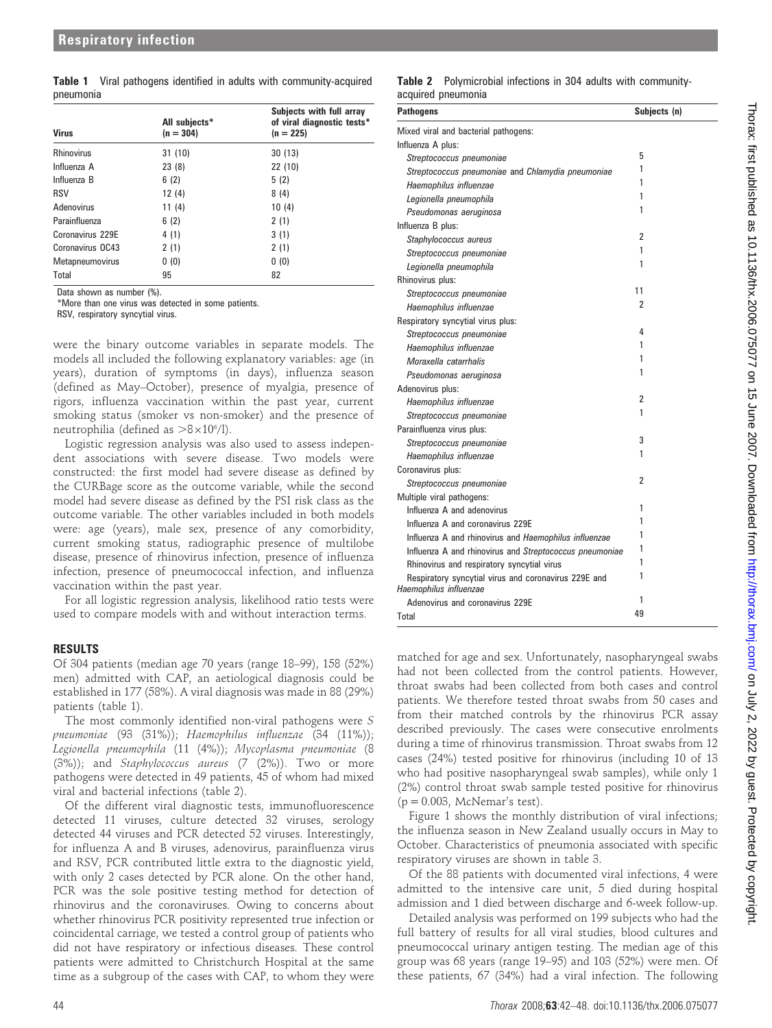**Table 1** Viral pathogens identified in adults with community-acquired pneumonia

| Virus | All subjects* (n = 304) | Subjects with full array of viral diagnostic tests* (n = 225) |
|---|---|---|
| Rhinovirus | 31 (10) | 30 (13) |
| Influenza A | 23 (8) | 22 (10) |
| Influenza B | 6 (2) | 5 (2) |
| RSV | 12 (4) | 8 (4) |
| Adenovirus | 11 (4) | 10 (4) |
| Parainfluenza | 6 (2) | 2 (1) |
| Coronavirus 229E | 4 (1) | 3 (1) |
| Coronavirus OC43 | 2 (1) | 2 (1) |
| Metapneumovirus | 0 (0) | 0 (0) |
| Total | 95 | 82 |

Data shown as number (%).
*More than one virus was detected in some patients.
RSV, respiratory syncytial virus.

were the binary outcome variables in separate models. The models all included the following explanatory variables: age (in years), duration of symptoms (in days), influenza season (defined as May–October), presence of myalgia, presence of rigors, influenza vaccination within the past year, current smoking status (smoker vs non-smoker) and the presence of neutrophilia (defined as $>8\times10^{6}$/l).

Logistic regression analysis was also used to assess independent associations with severe disease. Two models were constructed: the first model had severe disease as defined by the CURBage score as the outcome variable, while the second model had severe disease as defined by the PSI risk class as the outcome variable. The other variables included in both models were: age (years), male sex, presence of any comorbidity, current smoking status, radiographic presence of multilobe disease, presence of rhinovirus infection, presence of influenza infection, presence of pneumococcal infection, and influenza vaccination within the past year.

For all logistic regression analysis, likelihood ratio tests were used to compare models with and without interaction terms.

## RESULTS

Of 304 patients (median age 70 years (range 18–99), 158 (52%) men) admitted with CAP, an aetiological diagnosis could be established in 177 (58%). A viral diagnosis was made in 88 (29%) patients (table 1).

The most commonly identified non-viral pathogens were *S pneumoniae* (93 (31%)); *Haemophilus influenzae* (34 (11%)); *Legionella pneumophila* (11 (4%)); *Mycoplasma pneumoniae* (8 (3%)); and *Staphylococcus aureus* (7 (2%)). Two or more pathogens were detected in 49 patients, 45 of whom had mixed viral and bacterial infections (table 2).

Of the different viral diagnostic tests, immunofluorescence detected 11 viruses, culture detected 32 viruses, serology detected 44 viruses and PCR detected 52 viruses. Interestingly, for influenza A and B viruses, adenovirus, parainfluenza virus and RSV, PCR contributed little extra to the diagnostic yield, with only 2 cases detected by PCR alone. On the other hand, PCR was the sole positive testing method for detection of rhinovirus and the coronaviruses. Owing to concerns about whether rhinovirus PCR positivity represented true infection or coincidental carriage, we tested a control group of patients who did not have respiratory or infectious diseases. These control patients were admitted to Christchurch Hospital at the same time as a subgroup of the cases with CAP, to whom they were

**Table 2** Polymicrobial infections in 304 adults with community-acquired pneumonia

| Pathogens | Subjects (n) |
|---|---|
| Mixed viral and bacterial pathogens: | |
| Influenza A plus: | |
| *Streptococcus pneumoniae* | 5 |
| *Streptococcus pneumoniae* and *Chlamydia pneumoniae* | 1 |
| *Haemophilus influenzae* | 1 |
| *Legionella pneumophila* | 1 |
| *Pseudomonas aeruginosa* | 1 |
| Influenza B plus: | |
| *Staphylococcus aureus* | 2 |
| *Streptococcus pneumoniae* | 1 |
| *Legionella pneumophila* | 1 |
| Rhinovirus plus: | |
| *Streptococcus pneumoniae* | 11 |
| *Haemophilus influenzae* | 2 |
| Respiratory syncytial virus plus: | |
| *Streptococcus pneumoniae* | 4 |
| *Haemophilus influenzae* | 1 |
| *Moraxella catarrhalis* | 1 |
| *Pseudomonas aeruginosa* | 1 |
| Adenovirus plus: | |
| *Haemophilus influenzae* | 2 |
| *Streptococcus pneumoniae* | 1 |
| Parainfluenza virus plus: | |
| *Streptococcus pneumoniae* | 3 |
| *Haemophilus influenzae* | 1 |
| Coronavirus plus: | |
| *Streptococcus pneumoniae* | 2 |
| Multiple viral pathogens: | |
| Influenza A and adenovirus | 1 |
| Influenza A and coronavirus 229E | 1 |
| Influenza A and rhinovirus and *Haemophilus influenzae* | 1 |
| Influenza A and rhinovirus and *Streptococcus pneumoniae* | 1 |
| Rhinovirus and respiratory syncytial virus | 1 |
| Respiratory syncytial virus and coronavirus 229E and *Haemophilus influenzae* | 1 |
| Adenovirus and coronavirus 229E | 1 |
| Total | 49 |

matched for age and sex. Unfortunately, nasopharyngeal swabs had not been collected from the control patients. However, throat swabs had been collected from both cases and control patients. We therefore tested throat swabs from 50 cases and from their matched controls by the rhinovirus PCR assay described previously. The cases were consecutive enrolments during a time of rhinovirus transmission. Throat swabs from 12 cases (24%) tested positive for rhinovirus (including 10 of 13 who had positive nasopharyngeal swab samples), while only 1 (2%) control throat swab sample tested positive for rhinovirus ($p = 0.003$, McNemar's test).

Figure 1 shows the monthly distribution of viral infections; the influenza season in New Zealand usually occurs in May to October. Characteristics of pneumonia associated with specific respiratory viruses are shown in table 3.

Of the 88 patients with documented viral infections, 4 were admitted to the intensive care unit, 5 died during hospital admission and 1 died between discharge and 6-week follow-up.

Detailed analysis was performed on 199 subjects who had the full battery of results for all viral studies, blood cultures and pneumococcal urinary antigen testing. The median age of this group was 68 years (range 19–95) and 103 (52%) were men. Of these patients, 67 (34%) had a viral infection. The following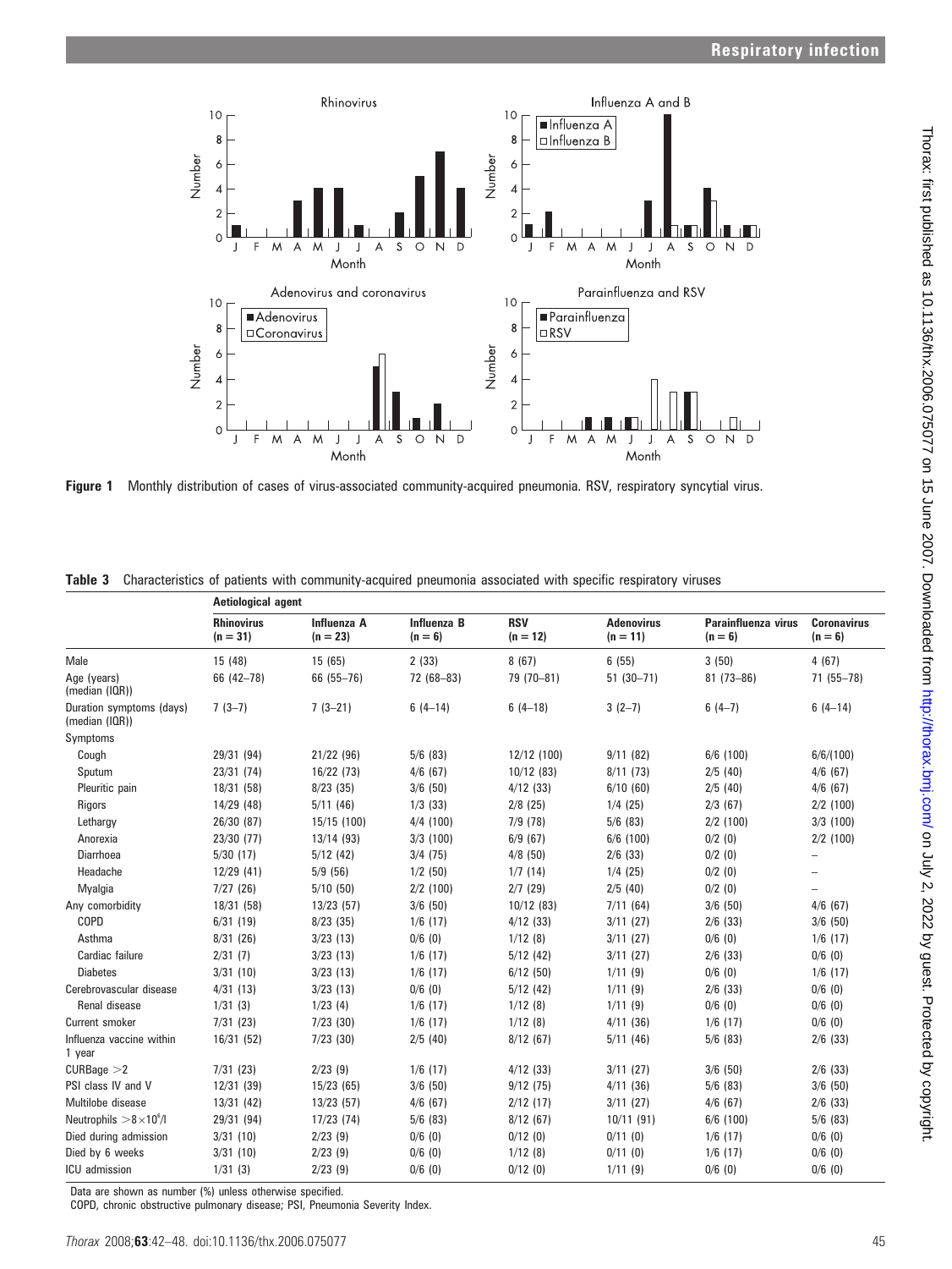**Figure 1** Monthly distribution of cases of virus-associated community-acquired pneumonia. RSV, respiratory syncytial virus.

**Table 3** Characteristics of patients with community-acquired pneumonia associated with specific respiratory viruses

| | Aetiological agent | | | | | | |
|---|---|---|---|---|---|---|---|
| | Rhinovirus (n = 31) | Influenza A (n = 23) | Influenza B (n = 6) | RSV (n = 12) | Adenovirus (n = 11) | Parainfluenza virus (n = 6) | Coronavirus (n = 6) |
| Male | 15 (48) | 15 (65) | 2 (33) | 8 (67) | 6 (55) | 3 (50) | 4 (67) |
| Age (years) (median (IQR)) | 66 (42–78) | 66 (55–76) | 72 (68–83) | 79 (70–81) | 51 (30–71) | 81 (73–86) | 71 (55–78) |
| Duration symptoms (days) (median (IQR)) | 7 (3–7) | 7 (3–21) | 6 (4–14) | 6 (4–18) | 3 (2–7) | 6 (4–7) | 6 (4–14) |
| Symptoms | | | | | | | |
| Cough | 29/31 (94) | 21/22 (96) | 5/6 (83) | 12/12 (100) | 9/11 (82) | 6/6 (100) | 6/6/(100) |
| Sputum | 23/31 (74) | 16/22 (73) | 4/6 (67) | 10/12 (83) | 8/11 (73) | 2/5 (40) | 4/6 (67) |
| Pleuritic pain | 18/31 (58) | 8/23 (35) | 3/6 (50) | 4/12 (33) | 6/10 (60) | 2/5 (40) | 4/6 (67) |
| Rigors | 14/29 (48) | 5/11 (46) | 1/3 (33) | 2/8 (25) | 1/4 (25) | 2/3 (67) | 2/2 (100) |
| Lethargy | 26/30 (87) | 15/15 (100) | 4/4 (100) | 7/9 (78) | 5/6 (83) | 2/2 (100) | 3/3 (100) |
| Anorexia | 23/30 (77) | 13/14 (93) | 3/3 (100) | 6/9 (67) | 6/6 (100) | 0/2 (0) | 2/2 (100) |
| Diarrhoea | 5/30 (17) | 5/12 (42) | 3/4 (75) | 4/8 (50) | 2/6 (33) | 0/2 (0) | – |
| Headache | 12/29 (41) | 5/9 (56) | 1/2 (50) | 1/7 (14) | 1/4 (25) | 0/2 (0) | – |
| Myalgia | 7/27 (26) | 5/10 (50) | 2/2 (100) | 2/7 (29) | 2/5 (40) | 0/2 (0) | – |
| Any comorbidity | 18/31 (58) | 13/23 (57) | 3/6 (50) | 10/12 (83) | 7/11 (64) | 3/6 (50) | 4/6 (67) |
| COPD | 6/31 (19) | 8/23 (35) | 1/6 (17) | 4/12 (33) | 3/11 (27) | 2/6 (33) | 3/6 (50) |
| Asthma | 8/31 (26) | 3/23 (13) | 0/6 (0) | 1/12 (8) | 3/11 (27) | 0/6 (0) | 1/6 (17) |
| Cardiac failure | 2/31 (7) | 3/23 (13) | 1/6 (17) | 5/12 (42) | 3/11 (27) | 2/6 (33) | 0/6 (0) |
| Diabetes | 3/31 (10) | 3/23 (13) | 1/6 (17) | 6/12 (50) | 1/11 (9) | 0/6 (0) | 1/6 (17) |
| Cerebrovascular disease | 4/31 (13) | 3/23 (13) | 0/6 (0) | 5/12 (42) | 1/11 (9) | 2/6 (33) | 0/6 (0) |
| Renal disease | 1/31 (3) | 1/23 (4) | 1/6 (17) | 1/12 (8) | 1/11 (9) | 0/6 (0) | 0/6 (0) |
| Current smoker | 7/31 (23) | 7/23 (30) | 1/6 (17) | 1/12 (8) | 4/11 (36) | 1/6 (17) | 0/6 (0) |
| Influenza vaccine within 1 year | 16/31 (52) | 7/23 (30) | 2/5 (40) | 8/12 (67) | 5/11 (46) | 5/6 (83) | 2/6 (33) |
| CURBage >2 | 7/31 (23) | 2/23 (9) | 1/6 (17) | 4/12 (33) | 3/11 (27) | 3/6 (50) | 2/6 (33) |
| PSI class IV and V | 12/31 (39) | 15/23 (65) | 3/6 (50) | 9/12 (75) | 4/11 (36) | 5/6 (83) | 3/6 (50) |
| Multilobe disease | 13/31 (42) | 13/23 (57) | 4/6 (67) | 2/12 (17) | 3/11 (27) | 4/6 (67) | 2/6 (33) |
| Neutrophils $>8\times10^9$/l | 29/31 (94) | 17/23 (74) | 5/6 (83) | 8/12 (67) | 10/11 (91) | 6/6 (100) | 5/6 (83) |
| Died during admission | 3/31 (10) | 2/23 (9) | 0/6 (0) | 0/12 (0) | 0/11 (0) | 1/6 (17) | 0/6 (0) |
| Died by 6 weeks | 3/31 (10) | 2/23 (9) | 0/6 (0) | 1/12 (8) | 0/11 (0) | 1/6 (17) | 0/6 (0) |
| ICU admission | 1/31 (3) | 2/23 (9) | 0/6 (0) | 0/12 (0) | 1/11 (9) | 0/6 (0) | 0/6 (0) |

Data are shown as number (%) unless otherwise specified.
COPD, chronic obstructive pulmonary disease; PSI, Pneumonia Severity Index.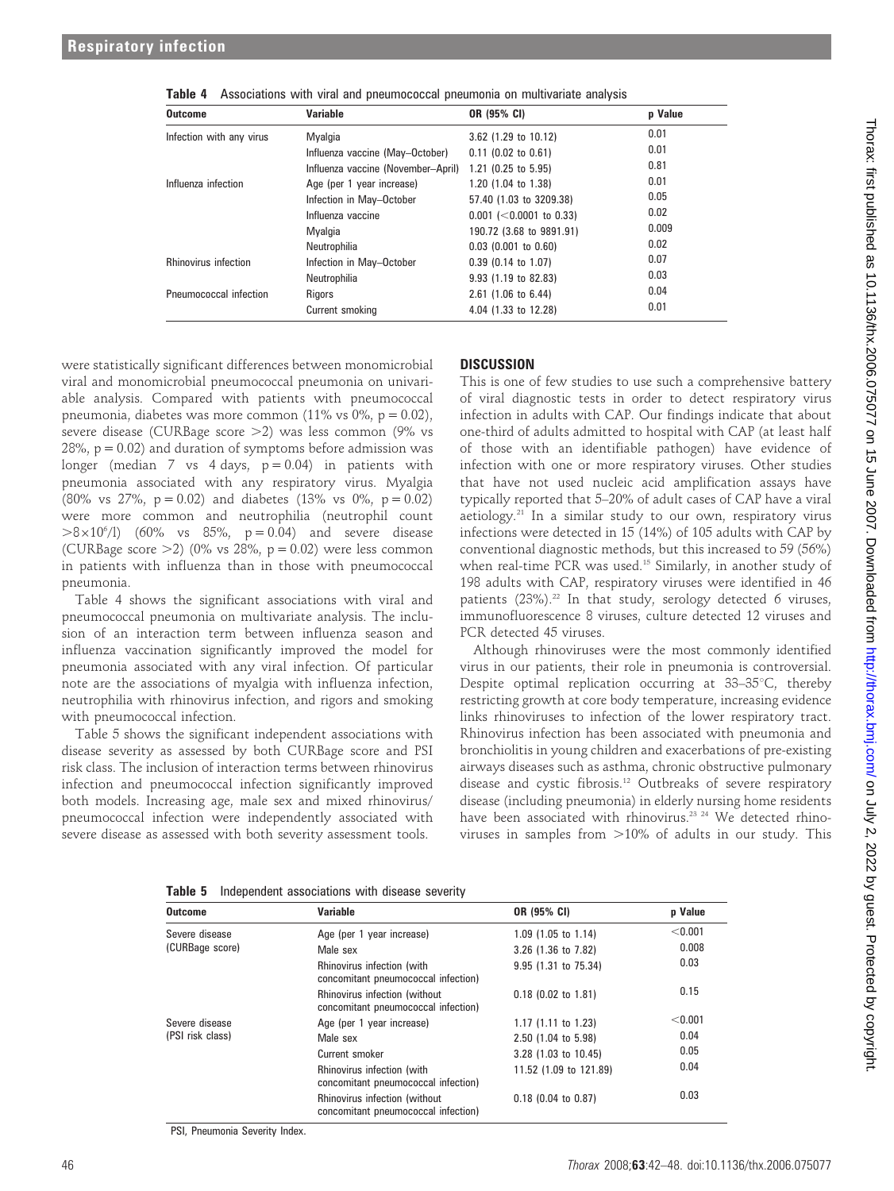**Table 4** Associations with viral and pneumococcal pneumonia on multivariate analysis

| Outcome | Variable | OR (95% CI) | p Value |
|---|---|---|---|
| Infection with any virus | Myalgia | 3.62 (1.29 to 10.12) | 0.01 |
| | Influenza vaccine (May–October) | 0.11 (0.02 to 0.61) | 0.01 |
| | Influenza vaccine (November–April) | 1.21 (0.25 to 5.95) | 0.81 |
| Influenza infection | Age (per 1 year increase) | 1.20 (1.04 to 1.38) | 0.01 |
| | Infection in May–October | 57.40 (1.03 to 3209.38) | 0.05 |
| | Influenza vaccine | 0.001 (<0.0001 to 0.33) | 0.02 |
| | Myalgia | 190.72 (3.68 to 9891.91) | 0.009 |
| | Neutrophilia | 0.03 (0.001 to 0.60) | 0.02 |
| Rhinovirus infection | Infection in May–October | 0.39 (0.14 to 1.07) | 0.07 |
| | Neutrophilia | 9.93 (1.19 to 82.83) | 0.03 |
| Pneumococcal infection | Rigors | 2.61 (1.06 to 6.44) | 0.04 |
| | Current smoking | 4.04 (1.33 to 12.28) | 0.01 |

were statistically significant differences between monomicrobial viral and monomicrobial pneumococcal pneumonia on univariable analysis. Compared with patients with pneumococcal pneumonia, diabetes was more common (11% vs 0%, $p = 0.02$), severe disease (CURBage score >2) was less common (9% vs 28%, $p = 0.02$) and duration of symptoms before admission was longer (median 7 vs 4 days, $p = 0.04$) in patients with pneumonia associated with any respiratory virus. Myalgia (80% vs 27%, $p = 0.02$) and diabetes (13% vs 0%, $p = 0.02$) were more common and neutrophilia (neutrophil count $>8\times10^{6}$/l) (60% vs 85%, $p = 0.04$) and severe disease (CURBage score >2) (0% vs 28%, $p = 0.02$) were less common in patients with influenza than in those with pneumococcal pneumonia.

Table 4 shows the significant associations with viral and pneumococcal pneumonia on multivariate analysis. The inclusion of an interaction term between influenza season and influenza vaccination significantly improved the model for pneumonia associated with any viral infection. Of particular note are the associations of myalgia with influenza infection, neutrophilia with rhinovirus infection, and rigors and smoking with pneumococcal infection.

Table 5 shows the significant independent associations with disease severity as assessed by both CURBage score and PSI risk class. The inclusion of interaction terms between rhinovirus infection and pneumococcal infection significantly improved both models. Increasing age, male sex and mixed rhinovirus/pneumococcal infection were independently associated with severe disease as assessed with both severity assessment tools.

## DISCUSSION

This is one of few studies to use such a comprehensive battery of viral diagnostic tests in order to detect respiratory virus infection in adults with CAP. Our findings indicate that about one-third of adults admitted to hospital with CAP (at least half of those with an identifiable pathogen) have evidence of infection with one or more respiratory viruses. Other studies that have not used nucleic acid amplification assays have typically reported that 5–20% of adult cases of CAP have a viral aetiology.[21] In a similar study to our own, respiratory virus infections were detected in 15 (14%) of 105 adults with CAP by conventional diagnostic methods, but this increased to 59 (56%) when real-time PCR was used.[15] Similarly, in another study of 198 adults with CAP, respiratory viruses were identified in 46 patients (23%).[22] In that study, serology detected 6 viruses, immunofluorescence 8 viruses, culture detected 12 viruses and PCR detected 45 viruses.

Although rhinoviruses were the most commonly identified virus in our patients, their role in pneumonia is controversial. Despite optimal replication occurring at 33–35°C, thereby restricting growth at core body temperature, increasing evidence links rhinoviruses to infection of the lower respiratory tract. Rhinovirus infection has been associated with pneumonia and bronchiolitis in young children and exacerbations of pre-existing airways diseases such as asthma, chronic obstructive pulmonary disease and cystic fibrosis.[12] Outbreaks of severe respiratory disease (including pneumonia) in elderly nursing home residents have been associated with rhinovirus.[23 24] We detected rhinoviruses in samples from >10% of adults in our study. This

**Table 5** Independent associations with disease severity

| Outcome | Variable | OR (95% CI) | p Value |
|---|---|---|---|
| Severe disease (CURBage score) | Age (per 1 year increase) | 1.09 (1.05 to 1.14) | <0.001 |
| | Male sex | 3.26 (1.36 to 7.82) | 0.008 |
| | Rhinovirus infection (with concomitant pneumococcal infection) | 9.95 (1.31 to 75.34) | 0.03 |
| | Rhinovirus infection (without concomitant pneumococcal infection) | 0.18 (0.02 to 1.81) | 0.15 |
| Severe disease (PSI risk class) | Age (per 1 year increase) | 1.17 (1.11 to 1.23) | <0.001 |
| | Male sex | 2.50 (1.04 to 5.98) | 0.04 |
| | Current smoker | 3.28 (1.03 to 10.45) | 0.05 |
| | Rhinovirus infection (with concomitant pneumococcal infection) | 11.52 (1.09 to 121.89) | 0.04 |
| | Rhinovirus infection (without concomitant pneumococcal infection) | 0.18 (0.04 to 0.87) | 0.03 |

PSI, Pneumonia Severity Index.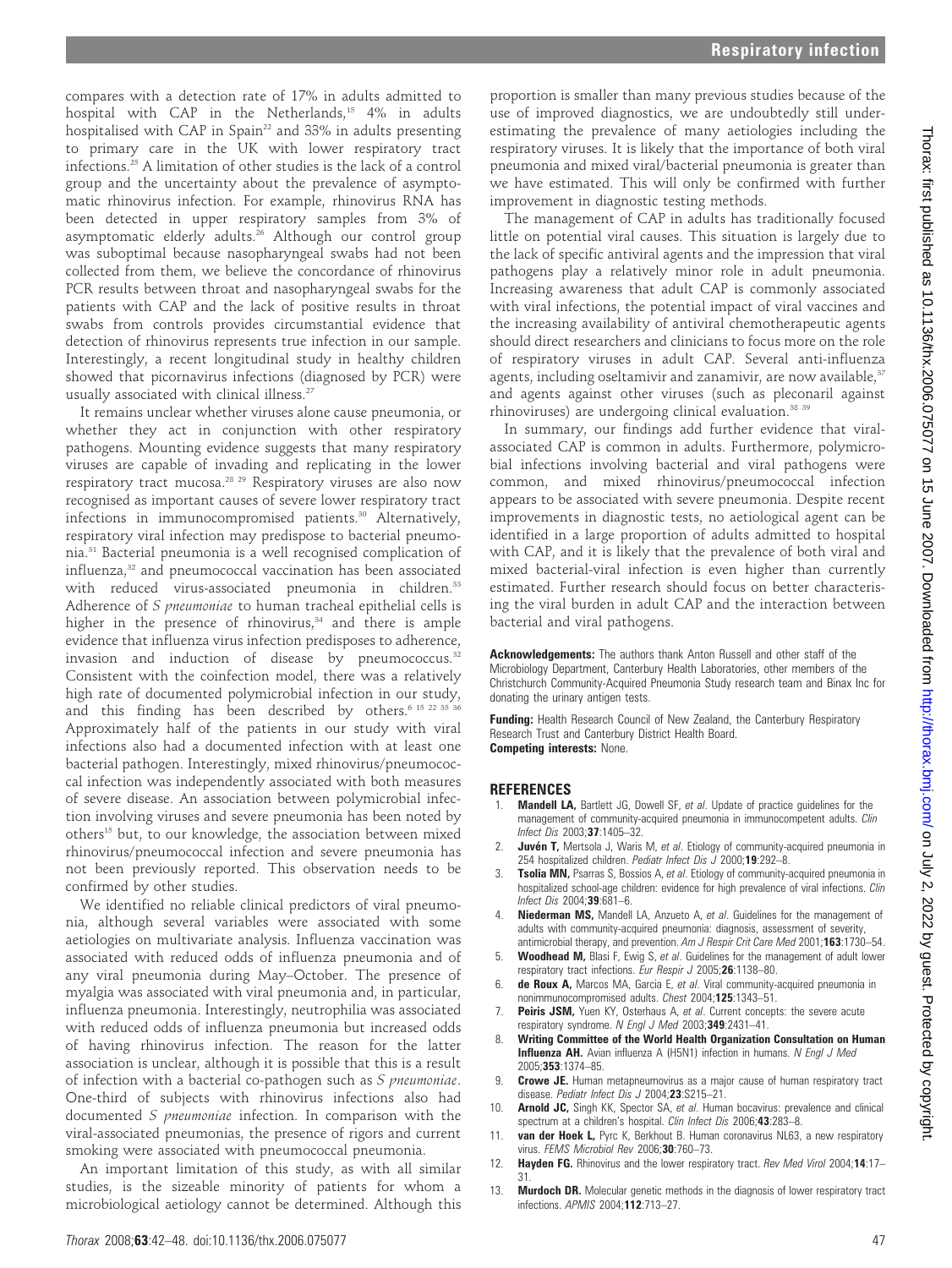compares with a detection rate of 17% in adults admitted to hospital with CAP in the Netherlands,[15] 4% in adults hospitalised with CAP in Spain[22] and 33% in adults presenting to primary care in the UK with lower respiratory tract infections.[25] A limitation of other studies is the lack of a control group and the uncertainty about the prevalence of asymptomatic rhinovirus infection. For example, rhinovirus RNA has been detected in upper respiratory samples from 3% of asymptomatic elderly adults.[26] Although our control group was suboptimal because nasopharyngeal swabs had not been collected from them, we believe the concordance of rhinovirus PCR results between throat and nasopharyngeal swabs for the patients with CAP and the lack of positive results in throat swabs from controls provides circumstantial evidence that detection of rhinovirus represents true infection in our sample. Interestingly, a recent longitudinal study in healthy children showed that picornavirus infections (diagnosed by PCR) were usually associated with clinical illness.[27]

It remains unclear whether viruses alone cause pneumonia, or whether they act in conjunction with other respiratory pathogens. Mounting evidence suggests that many respiratory viruses are capable of invading and replicating in the lower respiratory tract mucosa.[28 29] Respiratory viruses are also now recognised as important causes of severe lower respiratory tract infections in immunocompromised patients.[30] Alternatively, respiratory viral infection may predispose to bacterial pneumonia.[31] Bacterial pneumonia is a well recognised complication of influenza,[32] and pneumococcal vaccination has been associated with reduced virus-associated pneumonia in children.[33] Adherence of *S pneumoniae* to human tracheal epithelial cells is higher in the presence of rhinovirus,[34] and there is ample evidence that influenza virus infection predisposes to adherence, invasion and induction of disease by pneumococcus.[32] Consistent with the coinfection model, there was a relatively high rate of documented polymicrobial infection in our study, and this finding has been described by others.[6 15 22 35 36] Approximately half of the patients in our study with viral infections also had a documented infection with at least one bacterial pathogen. Interestingly, mixed rhinovirus/pneumococcal infection was independently associated with both measures of severe disease. An association between polymicrobial infection involving viruses and severe pneumonia has been noted by others[15] but, to our knowledge, the association between mixed rhinovirus/pneumococcal infection and severe pneumonia has not been previously reported. This observation needs to be confirmed by other studies.

We identified no reliable clinical predictors of viral pneumonia, although several variables were associated with some aetiologies on multivariate analysis. Influenza vaccination was associated with reduced odds of influenza pneumonia and of any viral pneumonia during May–October. The presence of myalgia was associated with viral pneumonia and, in particular, influenza pneumonia. Interestingly, neutrophilia was associated with reduced odds of influenza pneumonia but increased odds of having rhinovirus infection. The reason for the latter association is unclear, although it is possible that this is a result of infection with a bacterial co-pathogen such as *S pneumoniae*. One-third of subjects with rhinovirus infections also had documented *S pneumoniae* infection. In comparison with the viral-associated pneumonias, the presence of rigors and current smoking were associated with pneumococcal pneumonia.

An important limitation of this study, as with all similar studies, is the sizeable minority of patients for whom a microbiological aetiology cannot be determined. Although this proportion is smaller than many previous studies because of the use of improved diagnostics, we are undoubtedly still underestimating the prevalence of many aetiologies including the respiratory viruses. It is likely that the importance of both viral pneumonia and mixed viral/bacterial pneumonia is greater than we have estimated. This will only be confirmed with further improvement in diagnostic testing methods.

The management of CAP in adults has traditionally focused little on potential viral causes. This situation is largely due to the lack of specific antiviral agents and the impression that viral pathogens play a relatively minor role in adult pneumonia. Increasing awareness that adult CAP is commonly associated with viral infections, the potential impact of viral vaccines and the increasing availability of antiviral chemotherapeutic agents should direct researchers and clinicians to focus more on the role of respiratory viruses in adult CAP. Several anti-influenza agents, including oseltamivir and zanamivir, are now available,[37] and agents against other viruses (such as pleconaril against rhinoviruses) are undergoing clinical evaluation.[38 39]

In summary, our findings add further evidence that viral-associated CAP is common in adults. Furthermore, polymicrobial infections involving bacterial and viral pathogens were common, and mixed rhinovirus/pneumococcal infection appears to be associated with severe pneumonia. Despite recent improvements in diagnostic tests, no aetiological agent can be identified in a large proportion of adults admitted to hospital with CAP, and it is likely that the prevalence of both viral and mixed bacterial-viral infection is even higher than currently estimated. Further research should focus on better characterising the viral burden in adult CAP and the interaction between bacterial and viral pathogens.

**Acknowledgements:** The authors thank Anton Russell and other staff of the Microbiology Department, Canterbury Health Laboratories, other members of the Christchurch Community-Acquired Pneumonia Study research team and Binax Inc for donating the urinary antigen tests.

**Funding:** Health Research Council of New Zealand, the Canterbury Respiratory Research Trust and Canterbury District Health Board.

**Competing interests:** None.

## REFERENCES

1. **Mandell LA,** Bartlett JG, Dowell SF, *et al*. Update of practice guidelines for the management of community-acquired pneumonia in immunocompetent adults. *Clin Infect Dis* 2003;**37**:1405–32.
2. **Juvén T,** Mertsola J, Waris M, *et al*. Etiology of community-acquired pneumonia in 254 hospitalized children. *Pediatr Infect Dis J* 2000;**19**:292–8.
3. **Tsolia MN,** Psarras S, Bossios A, *et al*. Etiology of community-acquired pneumonia in hospitalized school-age children: evidence for high prevalence of viral infections. *Clin Infect Dis* 2004;**39**:681–6.
4. **Niederman MS,** Mandell LA, Anzueto A, *et al*. Guidelines for the management of adults with community-acquired pneumonia: diagnosis, assessment of severity, antimicrobial therapy, and prevention. *Am J Respir Crit Care Med* 2001;**163**:1730–54.
5. **Woodhead M,** Blasi F, Ewig S, *et al*. Guidelines for the management of adult lower respiratory tract infections. *Eur Respir J* 2005;**26**:1138–80.
6. **de Roux A,** Marcos MA, Garcia E, *et al*. Viral community-acquired pneumonia in nonimmunocompromised adults. *Chest* 2004;**125**:1343–51.
7. **Peiris JSM,** Yuen KY, Osterhaus A, *et al*. Current concepts: the severe acute respiratory syndrome. *N Engl J Med* 2003;**349**:2431–41.
8. **Writing Committee of the World Health Organization Consultation on Human Influenza AH.** Avian influenza A (H5N1) infection in humans. *N Engl J Med* 2005;**353**:1374–85.
9. **Crowe JE.** Human metapneumovirus as a major cause of human respiratory tract disease. *Pediatr Infect Dis J* 2004;**23**:S215–21.
10. **Arnold JC,** Singh KK, Spector SA, *et al*. Human bocavirus: prevalence and clinical spectrum at a children's hospital. *Clin Infect Dis* 2006;**43**:283–8.
11. **van der Hoek L,** Pyrc K, Berkhout B. Human coronavirus NL63, a new respiratory virus. *FEMS Microbiol Rev* 2006;**30**:760–73.
12. **Hayden FG.** Rhinovirus and the lower respiratory tract. *Rev Med Virol* 2004;**14**:17–31.
13. **Murdoch DR.** Molecular genetic methods in the diagnosis of lower respiratory tract infections. *APMIS* 2004;**112**:713–27.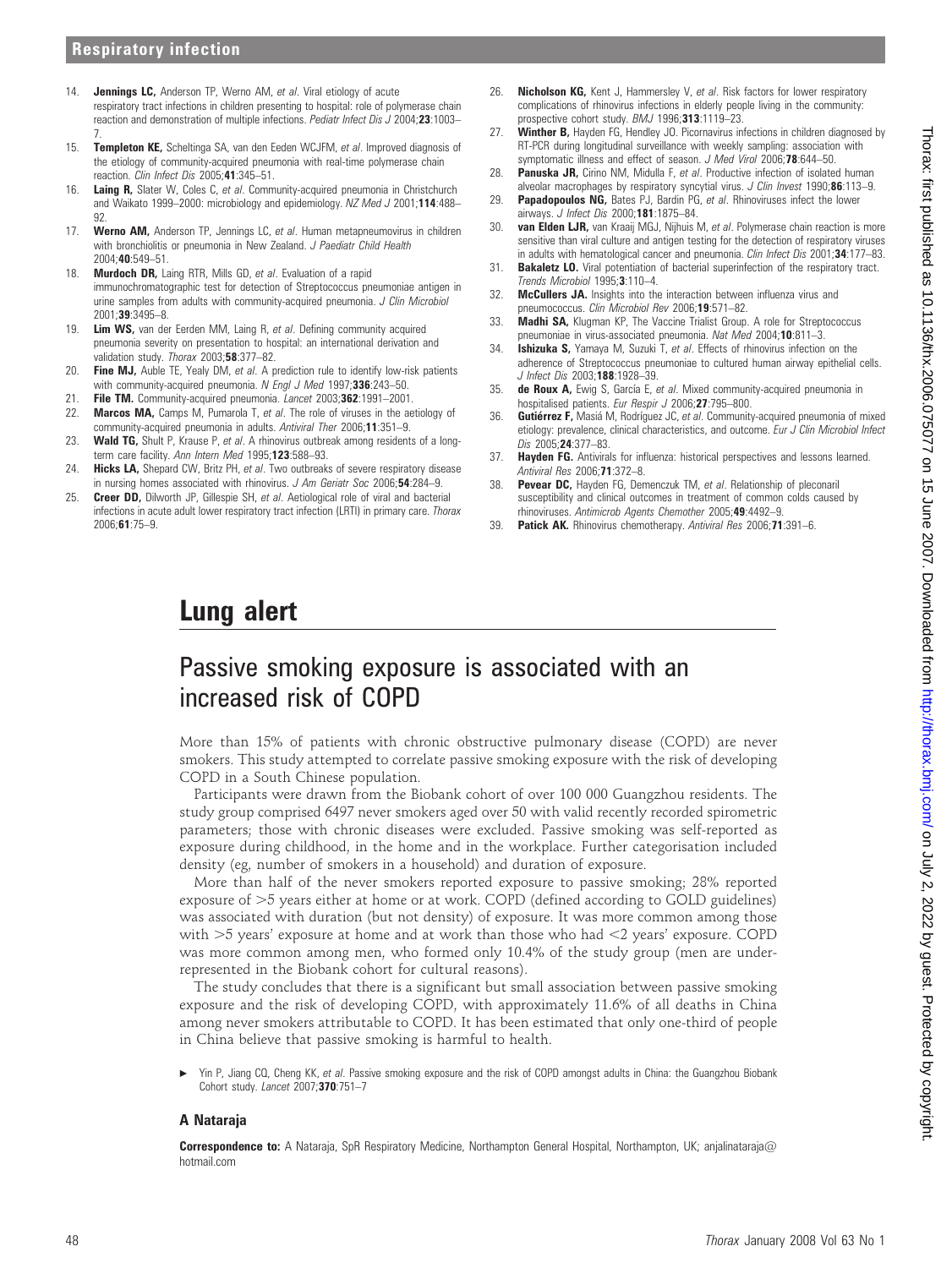14. **Jennings LC,** Anderson TP, Werno AM, *et al*. Viral etiology of acute respiratory tract infections in children presenting to hospital: role of polymerase chain reaction and demonstration of multiple infections. *Pediatr Infect Dis J* 2004;**23**:1003–7.
15. **Templeton KE,** Scheltinga SA, van den Eeden WCJFM, *et al*. Improved diagnosis of the etiology of community-acquired pneumonia with real-time polymerase chain reaction. *Clin Infect Dis* 2005;**41**:345–51.
16. **Laing R,** Slater W, Coles C, *et al*. Community-acquired pneumonia in Christchurch and Waikato 1999–2000: microbiology and epidemiology. *NZ Med J* 2001;**114**:488–92.
17. **Werno AM,** Anderson TP, Jennings LC, *et al*. Human metapneumovirus in children with bronchiolitis or pneumonia in New Zealand. *J Paediatr Child Health* 2004;**40**:549–51.
18. **Murdoch DR,** Laing RTR, Mills GD, *et al*. Evaluation of a rapid immunochromatographic test for detection of Streptococcus pneumoniae antigen in urine samples from adults with community-acquired pneumonia. *J Clin Microbiol* 2001;**39**:3495–8.
19. **Lim WS,** van der Eerden MM, Laing R, *et al*. Defining community acquired pneumonia severity on presentation to hospital: an international derivation and validation study. *Thorax* 2003;**58**:377–82.
20. **Fine MJ,** Auble TE, Yealy DM, *et al*. A prediction rule to identify low-risk patients with community-acquired pneumonia. *N Engl J Med* 1997;**336**:243–50.
21. **File TM.** Community-acquired pneumonia. *Lancet* 2003;**362**:1991–2001.
22. **Marcos MA,** Camps M, Pumarola T, *et al*. The role of viruses in the aetiology of community-acquired pneumonia in adults. *Antiviral Ther* 2006;**11**:351–9.
23. **Wald TG,** Shult P, Krause P, *et al*. A rhinovirus outbreak among residents of a long-term care facility. *Ann Intern Med* 1995;**123**:588–93.
24. **Hicks LA,** Shepard CW, Britz PH, *et al*. Two outbreaks of severe respiratory disease in nursing homes associated with rhinovirus. *J Am Geriatr Soc* 2006;**54**:284–9.
25. **Creer DD,** Dilworth JP, Gillespie SH, *et al*. Aetiological role of viral and bacterial infections in acute adult lower respiratory tract infection (LRTI) in primary care. *Thorax* 2006;**61**:75–9.
26. **Nicholson KG,** Kent J, Hammersley V, *et al*. Risk factors for lower respiratory complications of rhinovirus infections in elderly people living in the community: prospective cohort study. *BMJ* 1996;**313**:1119–23.
27. **Winther B,** Hayden FG, Hendley JO. Picornavirus infections in children diagnosed by RT-PCR during longitudinal surveillance with weekly sampling: association with symptomatic illness and effect of season. *J Med Virol* 2006;**78**:644–50.
28. **Panuska JR,** Cirino NM, Midulla F, *et al*. Productive infection of isolated human alveolar macrophages by respiratory syncytial virus. *J Clin Invest* 1990;**86**:113–9.
29. **Papadopoulos NG,** Bates PJ, Bardin PG, *et al*. Rhinoviruses infect the lower airways. *J Infect Dis* 2000;**181**:1875–84.
30. **van Elden LJR,** van Kraaij MGJ, Nijhuis M, *et al*. Polymerase chain reaction is more sensitive than viral culture and antigen testing for the detection of respiratory viruses in adults with hematological cancer and pneumonia. *Clin Infect Dis* 2001;**34**:177–83.
31. **Bakaletz LO.** Viral potentiation of bacterial superinfection of the respiratory tract. *Trends Microbiol* 1995;**3**:110–4.
32. **McCullers JA.** Insights into the interaction between influenza virus and pneumococcus. *Clin Microbiol Rev* 2006;**19**:571–82.
33. **Madhi SA,** Klugman KP, The Vaccine Trialist Group. A role for Streptococcus pneumoniae in virus-associated pneumonia. *Nat Med* 2004;**10**:811–3.
34. **Ishizuka S,** Yamaya M, Suzuki T, *et al*. Effects of rhinovirus infection on the adherence of Streptococcus pneumoniae to cultured human airway epithelial cells. *J Infect Dis* 2003;**188**:1928–39.
35. **de Roux A,** Ewig S, García E, *et al*. Mixed community-acquired pneumonia in hospitalised patients. *Eur Respir J* 2006;**27**:795–800.
36. **Gutiérrez F,** Masiá M, Rodríguez JC, *et al*. Community-acquired pneumonia of mixed etiology: prevalence, clinical characteristics, and outcome. *Eur J Clin Microbiol Infect Dis* 2005;**24**:377–83.
37. **Hayden FG.** Antivirals for influenza: historical perspectives and lessons learned. *Antiviral Res* 2006;**71**:372–8.
38. **Pevear DC,** Hayden FG, Demenczuk TM, *et al*. Relationship of pleconaril susceptibility and clinical outcomes in treatment of common colds caused by rhinoviruses. *Antimicrob Agents Chemother* 2005;**49**:4492–9.
39. **Patick AK.** Rhinovirus chemotherapy. *Antiviral Res* 2006;**71**:391–6.

# Lung alert

## Passive smoking exposure is associated with an increased risk of COPD

More than 15% of patients with chronic obstructive pulmonary disease (COPD) are never smokers. This study attempted to correlate passive smoking exposure with the risk of developing COPD in a South Chinese population.

Participants were drawn from the Biobank cohort of over 100 000 Guangzhou residents. The study group comprised 6497 never smokers aged over 50 with valid recently recorded spirometric parameters; those with chronic diseases were excluded. Passive smoking was self-reported as exposure during childhood, in the home and in the workplace. Further categorisation included density (eg, number of smokers in a household) and duration of exposure.

More than half of the never smokers reported exposure to passive smoking; 28% reported exposure of >5 years either at home or at work. COPD (defined according to GOLD guidelines) was associated with duration (but not density) of exposure. It was more common among those with >5 years' exposure at home and at work than those who had <2 years' exposure. COPD was more common among men, who formed only 10.4% of the study group (men are under-represented in the Biobank cohort for cultural reasons).

The study concludes that there is a significant but small association between passive smoking exposure and the risk of developing COPD, with approximately 11.6% of all deaths in China among never smokers attributable to COPD. It has been estimated that only one-third of people in China believe that passive smoking is harmful to health.

- Yin P, Jiang CQ, Cheng KK, *et al*. Passive smoking exposure and the risk of COPD amongst adults in China: the Guangzhou Biobank Cohort study. *Lancet* 2007;**370**:751–7

### A Nataraja

**Correspondence to:** A Nataraja, SpR Respiratory Medicine, Northampton General Hospital, Northampton, UK; anjalinataraja@hotmail.com